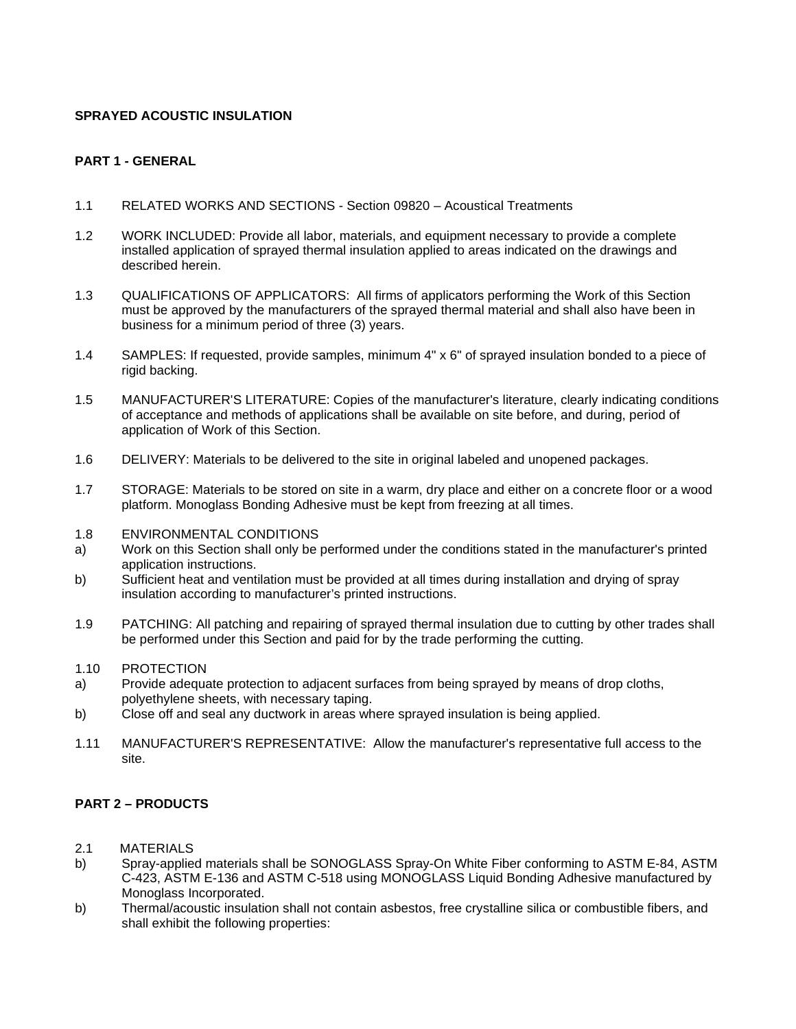**SPRAYED ACOUSTIC INSULATION**

**PART 1 - GENERAL**

1.1 RELATED WORKS AND SECTIONS - Section 09820 – Acoustical Treatments

1.2 WORK INCLUDED: Provide all labor, materials, and equipment necessary to provide a complete installed application of sprayed thermal insulation applied to areas indicated on the drawings and described herein.

1.3 QUALIFICATIONS OF APPLICATORS: All firms of applicators performing the Work of this Section must be approved by the manufacturers of the sprayed thermal material and shall also have been in business for a minimum period of three (3) years.

1.4 SAMPLES: If requested, provide samples, minimum 4" x 6" of sprayed insulation bonded to a piece of rigid backing.

1.5 MANUFACTURER'S LITERATURE: Copies of the manufacturer's literature, clearly indicating conditions of acceptance and methods of applications shall be available on site before, and during, period of application of Work of this Section.

1.6 DELIVERY: Materials to be delivered to the site in original labeled and unopened packages.

1.7 STORAGE: Materials to be stored on site in a warm, dry place and either on a concrete floor or a wood platform. Monoglass Bonding Adhesive must be kept from freezing at all times.

1.8 ENVIRONMENTAL CONDITIONS

a) Work on this Section shall only be performed under the conditions stated in the manufacturer's printed application instructions.

b) Sufficient heat and ventilation must be provided at all times during installation and drying of spray insulation according to manufacturer's printed instructions.

1.9 PATCHING: All patching and repairing of sprayed thermal insulation due to cutting by other trades shall be performed under this Section and paid for by the trade performing the cutting.

1.10 PROTECTION

a) Provide adequate protection to adjacent surfaces from being sprayed by means of drop cloths, polyethylene sheets, with necessary taping.

b) Close off and seal any ductwork in areas where sprayed insulation is being applied.

1.11 MANUFACTURER'S REPRESENTATIVE: Allow the manufacturer's representative full access to the site.

**PART 2 – PRODUCTS**

2.1 MATERIALS

b) Spray-applied materials shall be SONOGLASS Spray-On White Fiber conforming to ASTM E-84, ASTM C-423, ASTM E-136 and ASTM C-518 using MONOGLASS Liquid Bonding Adhesive manufactured by Monoglass Incorporated.

b) Thermal/acoustic insulation shall not contain asbestos, free crystalline silica or combustible fibers, and shall exhibit the following properties: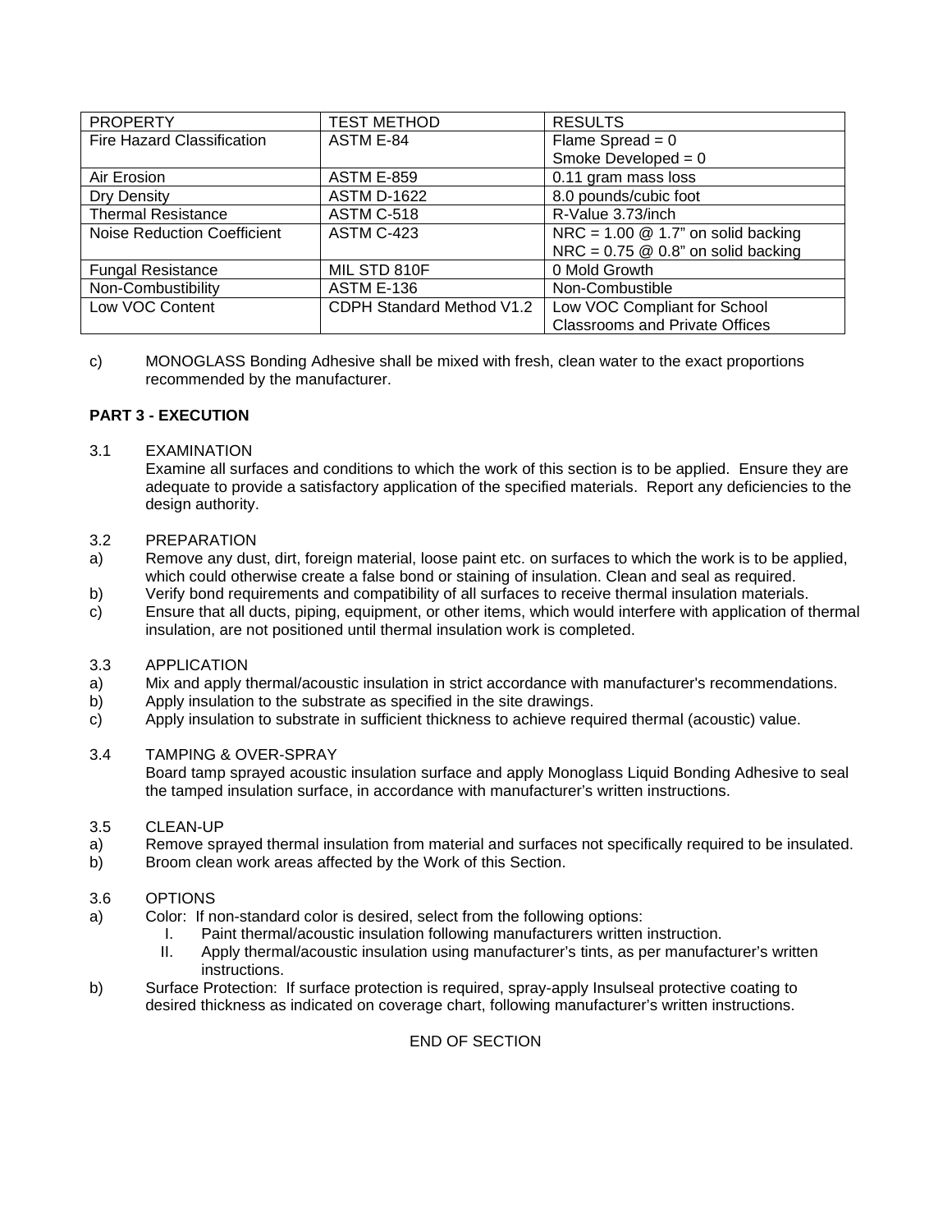| PROPERTY | TEST METHOD | RESULTS |
|---|---|---|
| Fire Hazard Classification | ASTM E-84 | Flame Spread = 0<br>Smoke Developed = 0 |
| Air Erosion | ASTM E-859 | 0.11 gram mass loss |
| Dry Density | ASTM D-1622 | 8.0 pounds/cubic foot |
| Thermal Resistance | ASTM C-518 | R-Value 3.73/inch |
| Noise Reduction Coefficient | ASTM C-423 | NRC = 1.00 @ 1.7" on solid backing<br>NRC = 0.75 @ 0.8" on solid backing |
| Fungal Resistance | MIL STD 810F | 0 Mold Growth |
| Non-Combustibility | ASTM E-136 | Non-Combustible |
| Low VOC Content | CDPH Standard Method V1.2 | Low VOC Compliant for School Classrooms and Private Offices |

c) MONOGLASS Bonding Adhesive shall be mixed with fresh, clean water to the exact proportions recommended by the manufacturer.

**PART 3 - EXECUTION**

3.1 EXAMINATION

Examine all surfaces and conditions to which the work of this section is to be applied. Ensure they are adequate to provide a satisfactory application of the specified materials. Report any deficiencies to the design authority.

3.2 PREPARATION

a) Remove any dust, dirt, foreign material, loose paint etc. on surfaces to which the work is to be applied, which could otherwise create a false bond or staining of insulation. Clean and seal as required.

b) Verify bond requirements and compatibility of all surfaces to receive thermal insulation materials.

c) Ensure that all ducts, piping, equipment, or other items, which would interfere with application of thermal insulation, are not positioned until thermal insulation work is completed.

3.3 APPLICATION

a) Mix and apply thermal/acoustic insulation in strict accordance with manufacturer's recommendations.

b) Apply insulation to the substrate as specified in the site drawings.

c) Apply insulation to substrate in sufficient thickness to achieve required thermal (acoustic) value.

3.4 TAMPING & OVER-SPRAY

Board tamp sprayed acoustic insulation surface and apply Monoglass Liquid Bonding Adhesive to seal the tamped insulation surface, in accordance with manufacturer's written instructions.

3.5 CLEAN-UP

a) Remove sprayed thermal insulation from material and surfaces not specifically required to be insulated.

b) Broom clean work areas affected by the Work of this Section.

3.6 OPTIONS

a) Color: If non-standard color is desired, select from the following options:

I. Paint thermal/acoustic insulation following manufacturers written instruction.

II. Apply thermal/acoustic insulation using manufacturer's tints, as per manufacturer's written instructions.

b) Surface Protection: If surface protection is required, spray-apply Insulseal protective coating to desired thickness as indicated on coverage chart, following manufacturer's written instructions.

END OF SECTION